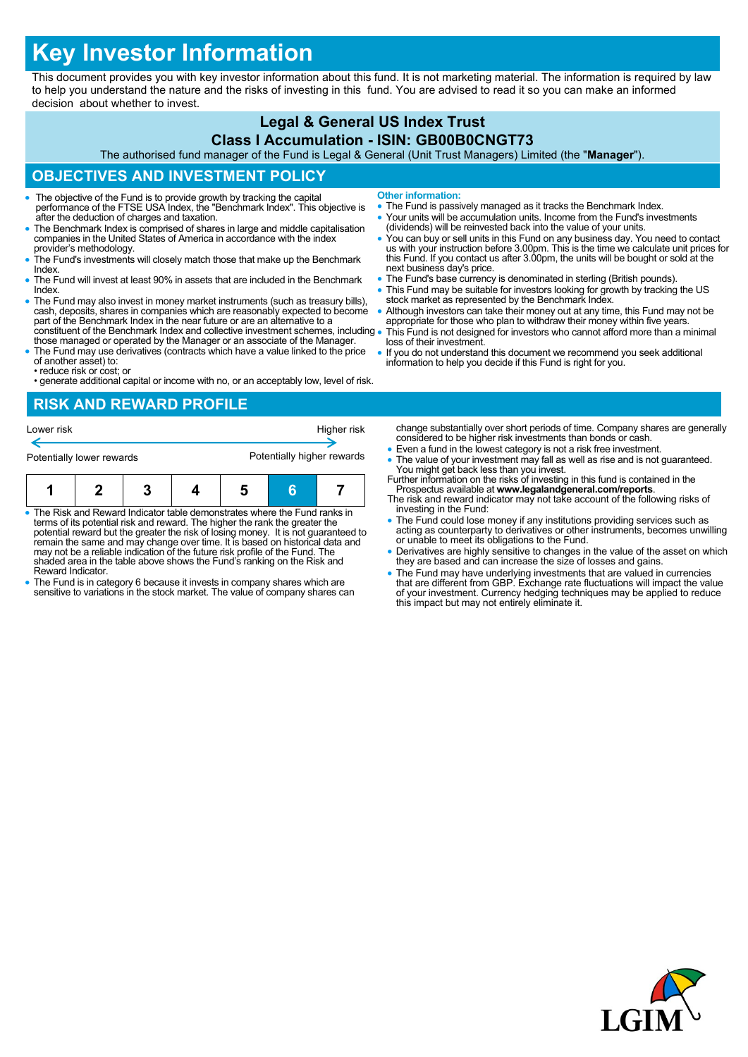# Key Investor Information

This document provides you with key investor information about this fund. It is not marketing material. The information is required by law to help you understand the nature and the risks of investing in this fund. You are advised to read it so you can make an informed decision about whether to invest.

**Legal & General US Index Trust**

**Class I Accumulation - ISIN: GB00B0CNGT73**

The authorised fund manager of the Fund is Legal & General (Unit Trust Managers) Limited (the "**Manager**").

## OBJECTIVES AND INVESTMENT POLICY

- The objective of the Fund is to provide growth by tracking the capital performance of the FTSE USA Index, the "Benchmark Index". This objective is after the deduction of charges and taxation.
- The Benchmark Index is comprised of shares in large and middle capitalisation companies in the United States of America in accordance with the index provider's methodology.
- The Fund's investments will closely match those that make up the Benchmark Index.
- The Fund will invest at least 90% in assets that are included in the Benchmark Index.
- The Fund may also invest in money market instruments (such as treasury bills), cash, deposits, shares in companies which are reasonably expected to become part of the Benchmark Index in the near future or are an alternative to a constituent of the Benchmark Index and collective investment schemes, including those managed or operated by the Manager or an associate of the Manager.
- The Fund may use derivatives (contracts which have a value linked to the price of another asset) to:
  • reduce risk or cost; or
  • generate additional capital or income with no, or an acceptably low, level of risk.

**Other information:**

- The Fund is passively managed as it tracks the Benchmark Index.
- Your units will be accumulation units. Income from the Fund's investments (dividends) will be reinvested back into the value of your units.
- You can buy or sell units in this Fund on any business day. You need to contact us with your instruction before 3.00pm. This is the time we calculate unit prices for this Fund. If you contact us after 3.00pm, the units will be bought or sold at the next business day's price.
- The Fund's base currency is denominated in sterling (British pounds).
- This Fund may be suitable for investors looking for growth by tracking the US stock market as represented by the Benchmark Index.
- Although investors can take their money out at any time, this Fund may not be appropriate for those who plan to withdraw their money within five years.
- This Fund is not designed for investors who cannot afford more than a minimal loss of their investment.
- If you do not understand this document we recommend you seek additional information to help you decide if this Fund is right for you.

## RISK AND REWARD PROFILE

Lower risk ← → Higher risk

Potentially lower rewards — Potentially higher rewards

| 1 | 2 | 3 | 4 | 5 | **6** | 7 |
|---|---|---|---|---|---|---|

- The Risk and Reward Indicator table demonstrates where the Fund ranks in terms of its potential risk and reward. The higher the rank the greater the potential reward but the greater the risk of losing money. It is not guaranteed to remain the same and may change over time. It is based on historical data and may not be a reliable indication of the future risk profile of the Fund. The shaded area in the table above shows the Fund's ranking on the Risk and Reward Indicator.
- The Fund is in category 6 because it invests in company shares which are sensitive to variations in the stock market. The value of company shares can change substantially over short periods of time. Company shares are generally considered to be higher risk investments than bonds or cash.
- Even a fund in the lowest category is not a risk free investment.
- The value of your investment may fall as well as rise and is not guaranteed. You might get back less than you invest.

Further information on the risks of investing in this fund is contained in the Prospectus available at **www.legalandgeneral.com/reports**.

The risk and reward indicator may not take account of the following risks of investing in the Fund:

- The Fund could lose money if any institutions providing services such as acting as counterparty to derivatives or other instruments, becomes unwilling or unable to meet its obligations to the Fund.
- Derivatives are highly sensitive to changes in the value of the asset on which they are based and can increase the size of losses and gains.
- The Fund may have underlying investments that are valued in currencies that are different from GBP. Exchange rate fluctuations will impact the value of your investment. Currency hedging techniques may be applied to reduce this impact but may not entirely eliminate it.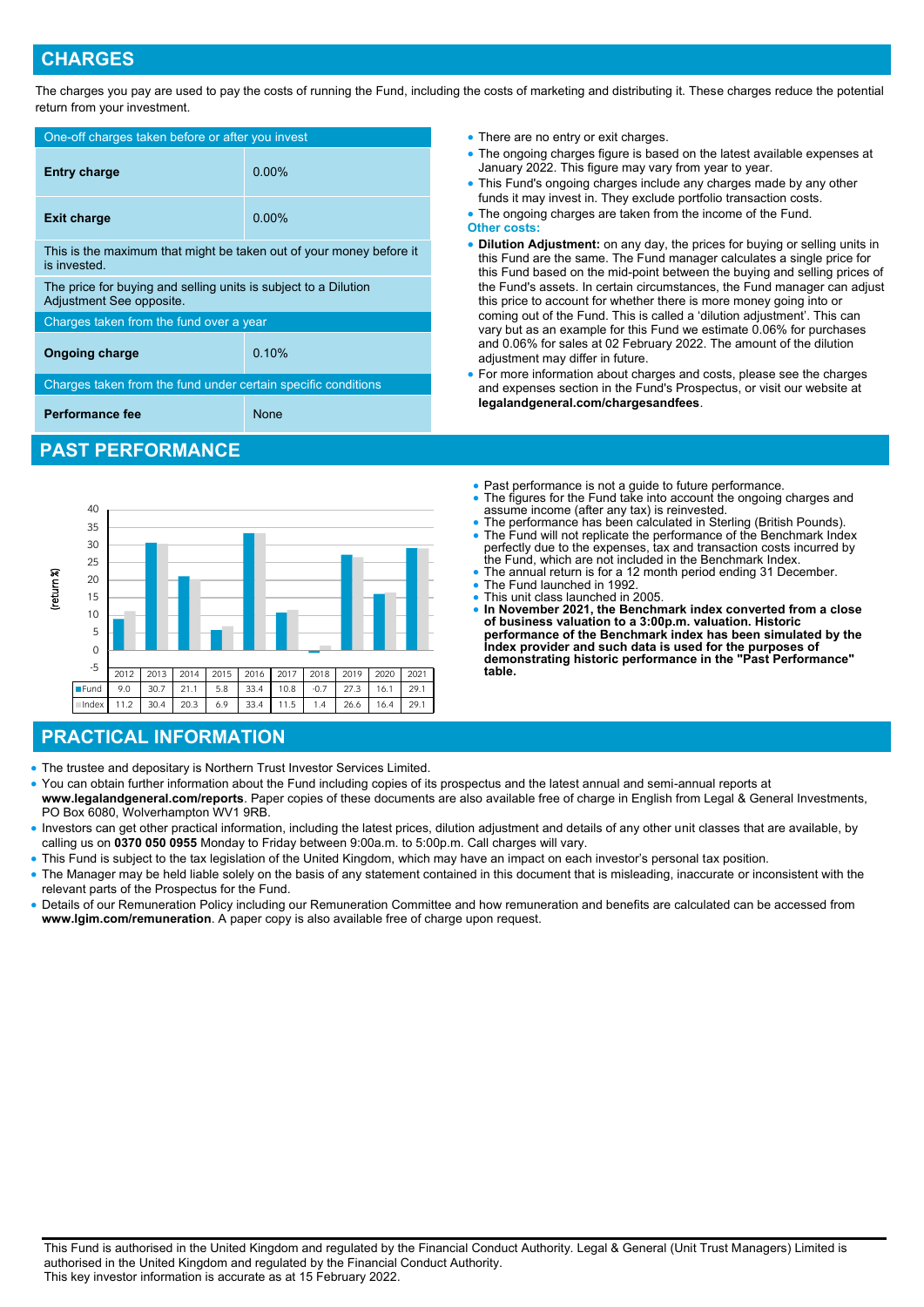## CHARGES

The charges you pay are used to pay the costs of running the Fund, including the costs of marketing and distributing it. These charges reduce the potential return from your investment.

| One-off charges taken before or after you invest | |
|---|---|
| **Entry charge** | 0.00% |
| **Exit charge** | 0.00% |
| This is the maximum that might be taken out of your money before it is invested. | |
| The price for buying and selling units is subject to a Dilution Adjustment See opposite. | |
| **Charges taken from the fund over a year** | |
| **Ongoing charge** | 0.10% |
| **Charges taken from the fund under certain specific conditions** | |
| **Performance fee** | None |

- There are no entry or exit charges.
- The ongoing charges figure is based on the latest available expenses at January 2022. This figure may vary from year to year.
- This Fund's ongoing charges include any charges made by any other funds it may invest in. They exclude portfolio transaction costs.
- The ongoing charges are taken from the income of the Fund.

**Other costs:**

- **Dilution Adjustment:** on any day, the prices for buying or selling units in this Fund are the same. The Fund manager calculates a single price for this Fund based on the mid-point between the buying and selling prices of the Fund's assets. In certain circumstances, the Fund manager can adjust this price to account for whether there is more money going into or coming out of the Fund. This is called a 'dilution adjustment'. This can vary but as an example for this Fund we estimate 0.06% for purchases and 0.06% for sales at 02 February 2022. The amount of the dilution adjustment may differ in future.
- For more information about charges and costs, please see the charges and expenses section in the Fund's Prospectus, or visit our website at **legalandgeneral.com/chargesandfees**.

## PAST PERFORMANCE

(return %)

40
35
30
25
20
15
10
5
0
-5

2012 2013 2014 2015 2016 2017 2018 2019 2020 2021

Fund 9.0 30.7 21.1 5.8 33.4 10.8 -0.7 27.3 16.1 29.1

Index 11.2 30.4 20.3 6.9 33.4 11.5 1.4 26.6 16.4 29.1

- Past performance is not a guide to future performance.
- The figures for the Fund take into account the ongoing charges and assume income (after any tax) is reinvested.
- The performance has been calculated in Sterling (British Pounds).
- The Fund will not replicate the performance of the Benchmark Index perfectly due to the expenses, tax and transaction costs incurred by the Fund, which are not included in the Benchmark Index.
- The annual return is for a 12 month period ending 31 December.
- The Fund launched in 1992.
- This unit class launched in 2005.
- **In November 2021, the Benchmark index converted from a close of business valuation to a 3:00p.m. valuation. Historic performance of the Benchmark index has been simulated by the index provider and such data is used for the purposes of demonstrating historic performance in the "Past Performance" table.**

## PRACTICAL INFORMATION

- The trustee and depositary is Northern Trust Investor Services Limited.
- You can obtain further information about the Fund including copies of its prospectus and the latest annual and semi-annual reports at **www.legalandgeneral.com/reports**. Paper copies of these documents are also available free of charge in English from Legal & General Investments, PO Box 6080, Wolverhampton WV1 9RB.
- Investors can get other practical information, including the latest prices, dilution adjustment and details of any other unit classes that are available, by calling us on **0370 050 0955** Monday to Friday between 9:00a.m. to 5:00p.m. Call charges will vary.
- This Fund is subject to the tax legislation of the United Kingdom, which may have an impact on each investor's personal tax position.
- The Manager may be held liable solely on the basis of any statement contained in this document that is misleading, inaccurate or inconsistent with the relevant parts of the Prospectus for the Fund.
- Details of our Remuneration Policy including our Remuneration Committee and how remuneration and benefits are calculated can be accessed from **www.lgim.com/remuneration**. A paper copy is also available free of charge upon request.

This Fund is authorised in the United Kingdom and regulated by the Financial Conduct Authority. Legal & General (Unit Trust Managers) Limited is authorised in the United Kingdom and regulated by the Financial Conduct Authority.
This key investor information is accurate as at 15 February 2022.